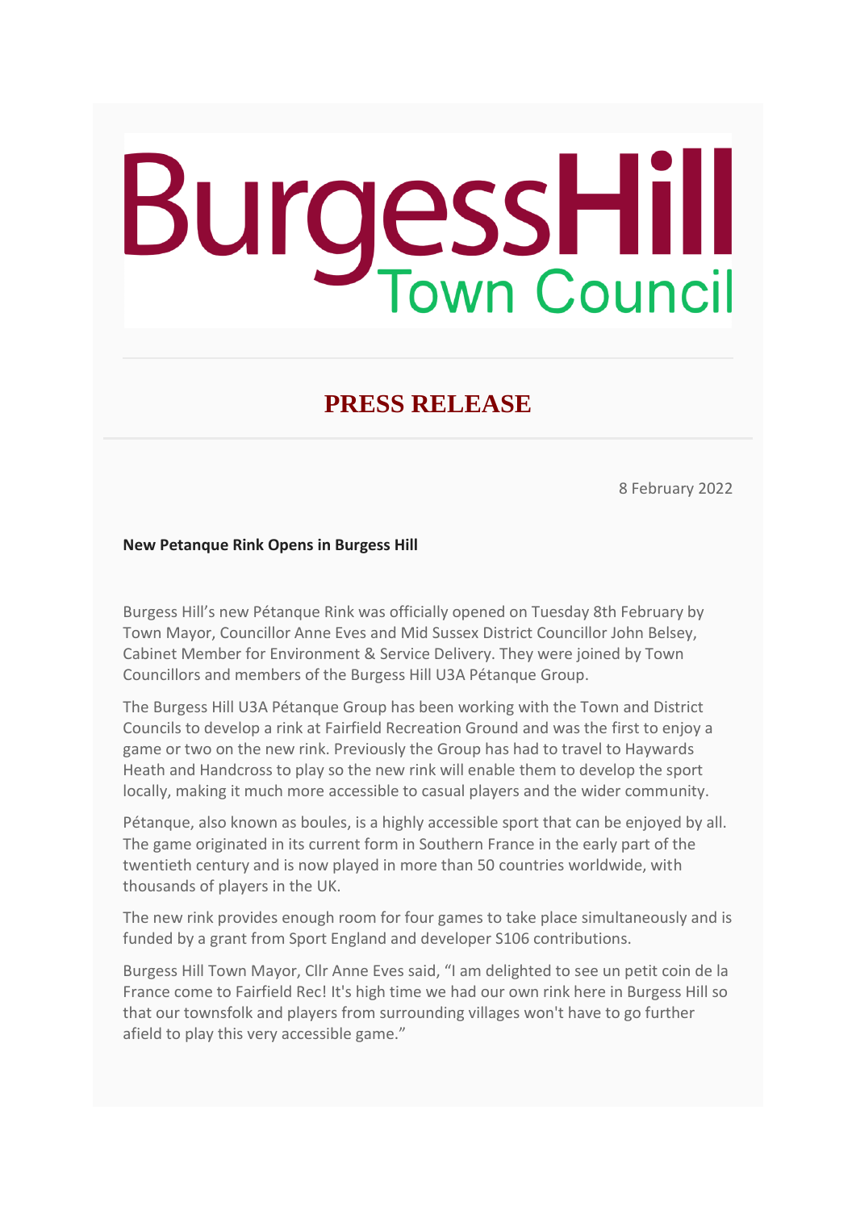# BurgessHill Town Council

## PRESS RELEASE

8 February 2022

**New Petanque Rink Opens in Burgess Hill**

Burgess Hill's new Pétanque Rink was officially opened on Tuesday 8th February by Town Mayor, Councillor Anne Eves and Mid Sussex District Councillor John Belsey, Cabinet Member for Environment & Service Delivery. They were joined by Town Councillors and members of the Burgess Hill U3A Pétanque Group.

The Burgess Hill U3A Pétanque Group has been working with the Town and District Councils to develop a rink at Fairfield Recreation Ground and was the first to enjoy a game or two on the new rink. Previously the Group has had to travel to Haywards Heath and Handcross to play so the new rink will enable them to develop the sport locally, making it much more accessible to casual players and the wider community.

Pétanque, also known as boules, is a highly accessible sport that can be enjoyed by all. The game originated in its current form in Southern France in the early part of the twentieth century and is now played in more than 50 countries worldwide, with thousands of players in the UK.

The new rink provides enough room for four games to take place simultaneously and is funded by a grant from Sport England and developer S106 contributions.

Burgess Hill Town Mayor, Cllr Anne Eves said, "I am delighted to see un petit coin de la France come to Fairfield Rec! It's high time we had our own rink here in Burgess Hill so that our townsfolk and players from surrounding villages won't have to go further afield to play this very accessible game."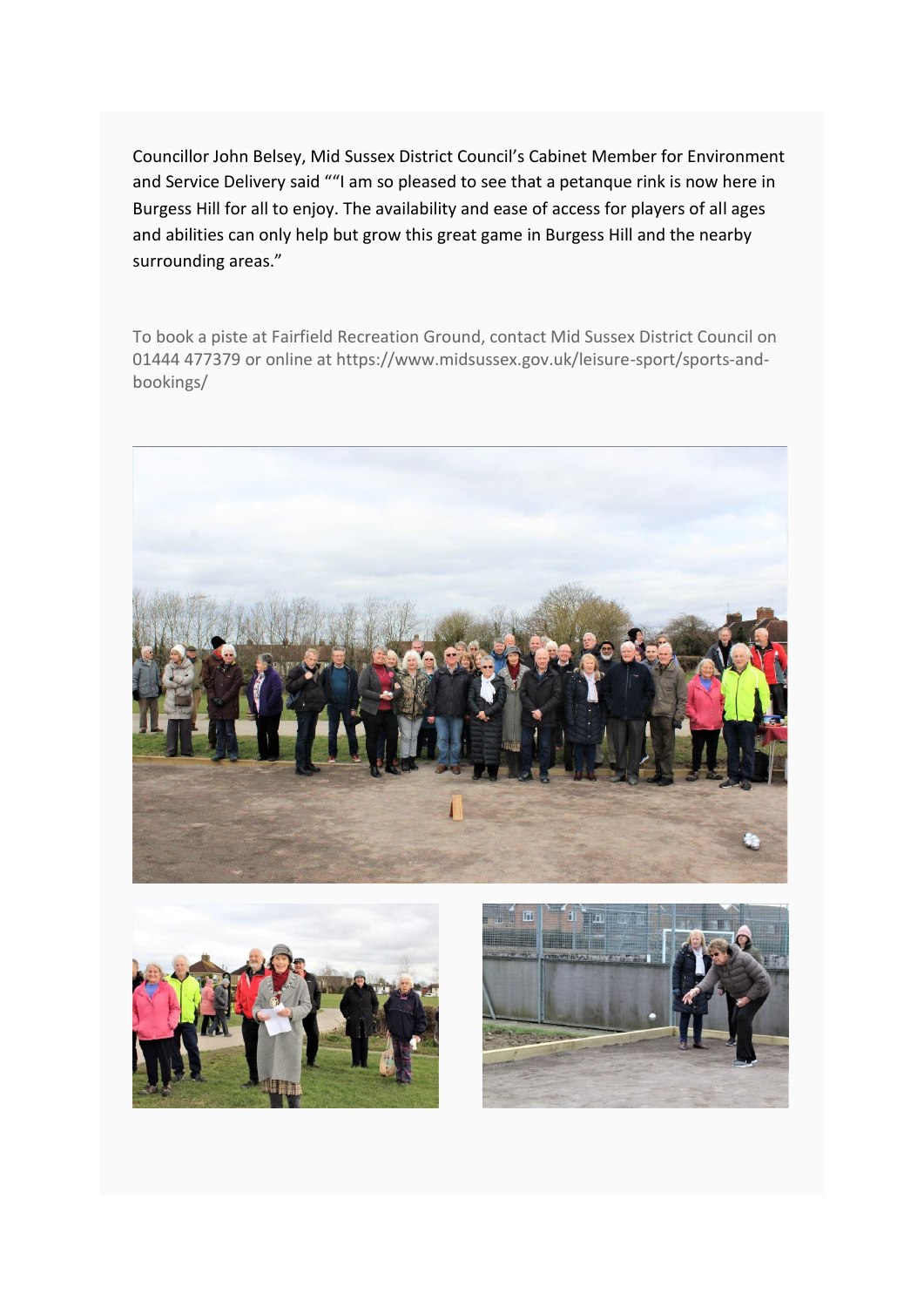Councillor John Belsey, Mid Sussex District Council's Cabinet Member for Environment and Service Delivery said ""I am so pleased to see that a petanque rink is now here in Burgess Hill for all to enjoy. The availability and ease of access for players of all ages and abilities can only help but grow this great game in Burgess Hill and the nearby surrounding areas."

To book a piste at Fairfield Recreation Ground, contact Mid Sussex District Council on 01444 477379 or online at https://www.midsussex.gov.uk/leisure-sport/sports-and-bookings/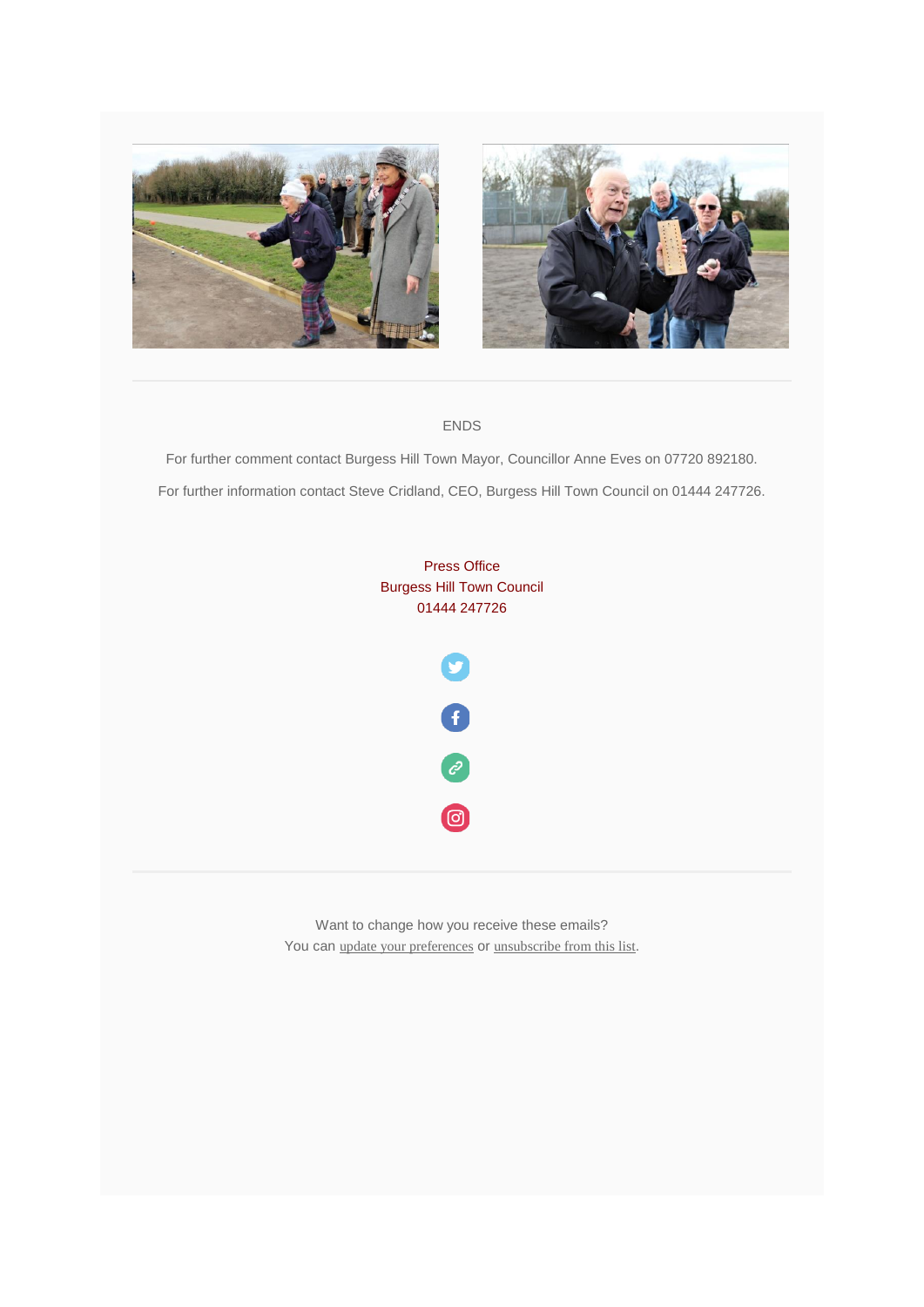ENDS

For further comment contact Burgess Hill Town Mayor, Councillor Anne Eves on 07720 892180.

For further information contact Steve Cridland, CEO, Burgess Hill Town Council on 01444 247726.

Press Office
Burgess Hill Town Council
01444 247726

Want to change how you receive these emails?
You can update your preferences or unsubscribe from this list.